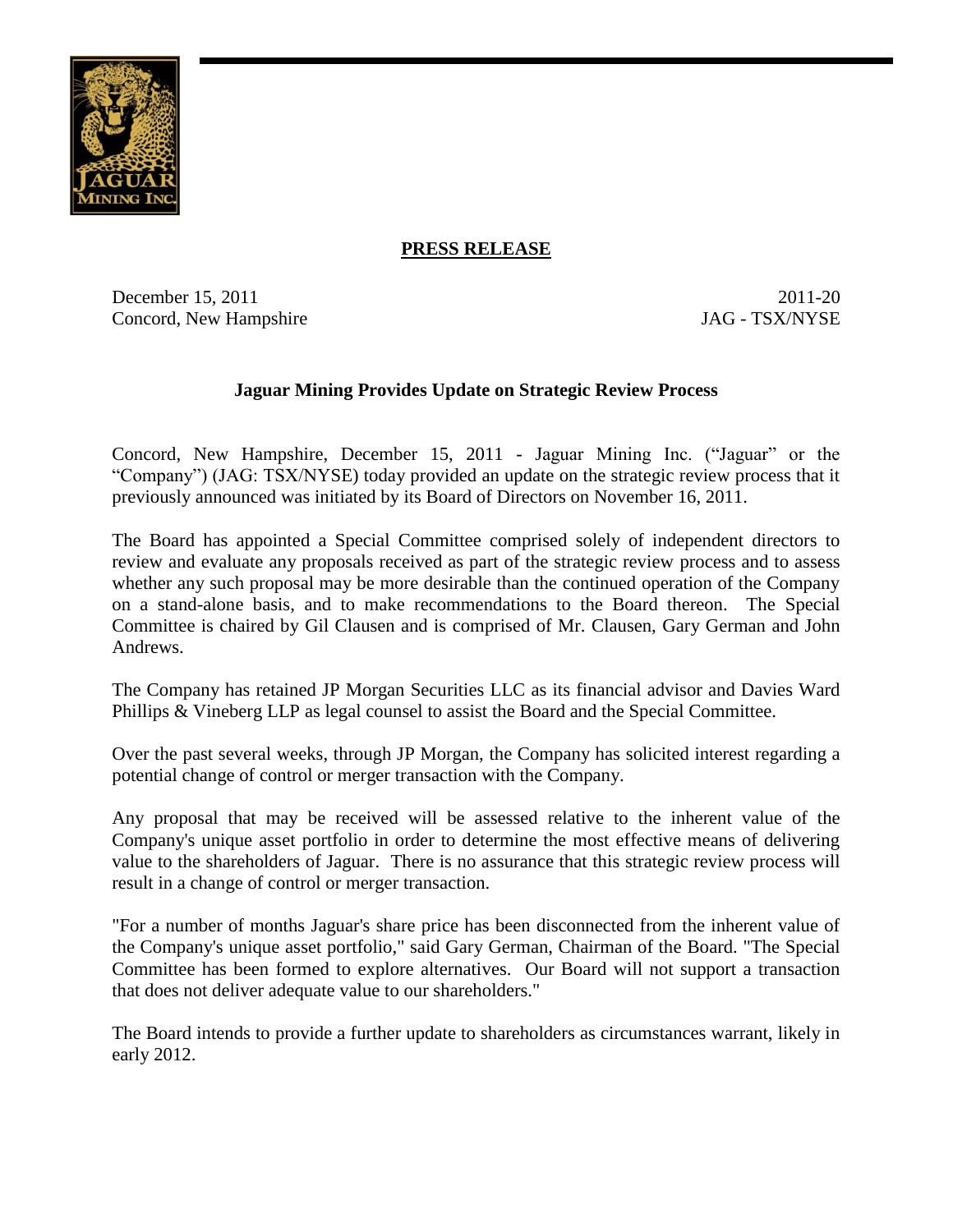**PRESS RELEASE**

December 15, 2011 — 2011-20
Concord, New Hampshire — JAG - TSX/NYSE

## Jaguar Mining Provides Update on Strategic Review Process

Concord, New Hampshire, December 15, 2011 - Jaguar Mining Inc. ("Jaguar" or the "Company") (JAG: TSX/NYSE) today provided an update on the strategic review process that it previously announced was initiated by its Board of Directors on November 16, 2011.

The Board has appointed a Special Committee comprised solely of independent directors to review and evaluate any proposals received as part of the strategic review process and to assess whether any such proposal may be more desirable than the continued operation of the Company on a stand-alone basis, and to make recommendations to the Board thereon. The Special Committee is chaired by Gil Clausen and is comprised of Mr. Clausen, Gary German and John Andrews.

The Company has retained JP Morgan Securities LLC as its financial advisor and Davies Ward Phillips & Vineberg LLP as legal counsel to assist the Board and the Special Committee.

Over the past several weeks, through JP Morgan, the Company has solicited interest regarding a potential change of control or merger transaction with the Company.

Any proposal that may be received will be assessed relative to the inherent value of the Company's unique asset portfolio in order to determine the most effective means of delivering value to the shareholders of Jaguar. There is no assurance that this strategic review process will result in a change of control or merger transaction.

"For a number of months Jaguar's share price has been disconnected from the inherent value of the Company's unique asset portfolio," said Gary German, Chairman of the Board. "The Special Committee has been formed to explore alternatives. Our Board will not support a transaction that does not deliver adequate value to our shareholders."

The Board intends to provide a further update to shareholders as circumstances warrant, likely in early 2012.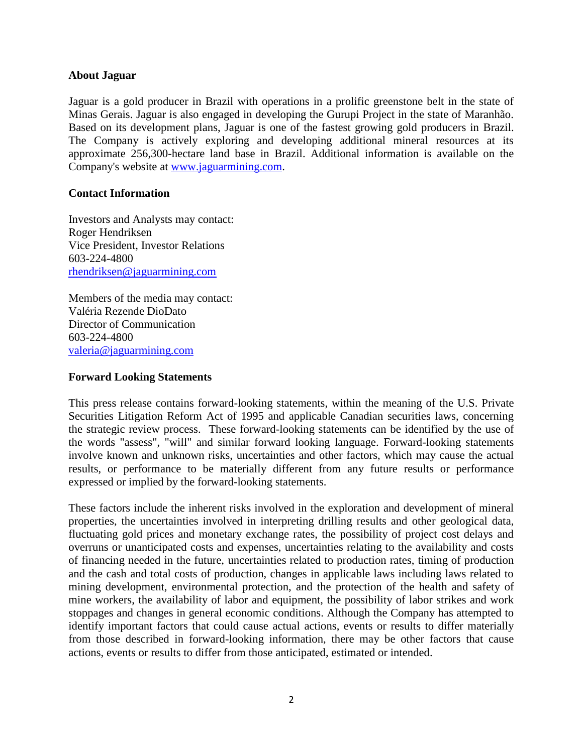## About Jaguar

Jaguar is a gold producer in Brazil with operations in a prolific greenstone belt in the state of Minas Gerais. Jaguar is also engaged in developing the Gurupi Project in the state of Maranhão. Based on its development plans, Jaguar is one of the fastest growing gold producers in Brazil. The Company is actively exploring and developing additional mineral resources at its approximate 256,300-hectare land base in Brazil. Additional information is available on the Company's website at [www.jaguarmining.com](www.jaguarmining.com).

## Contact Information

Investors and Analysts may contact:
Roger Hendriksen
Vice President, Investor Relations
603-224-4800
[rhendriksen@jaguarmining.com](mailto:rhendriksen@jaguarmining.com)

Members of the media may contact:
Valéria Rezende DioDato
Director of Communication
603-224-4800
[valeria@jaguarmining.com](mailto:valeria@jaguarmining.com)

## Forward Looking Statements

This press release contains forward-looking statements, within the meaning of the U.S. Private Securities Litigation Reform Act of 1995 and applicable Canadian securities laws, concerning the strategic review process. These forward-looking statements can be identified by the use of the words "assess", "will" and similar forward looking language. Forward-looking statements involve known and unknown risks, uncertainties and other factors, which may cause the actual results, or performance to be materially different from any future results or performance expressed or implied by the forward-looking statements.

These factors include the inherent risks involved in the exploration and development of mineral properties, the uncertainties involved in interpreting drilling results and other geological data, fluctuating gold prices and monetary exchange rates, the possibility of project cost delays and overruns or unanticipated costs and expenses, uncertainties relating to the availability and costs of financing needed in the future, uncertainties related to production rates, timing of production and the cash and total costs of production, changes in applicable laws including laws related to mining development, environmental protection, and the protection of the health and safety of mine workers, the availability of labor and equipment, the possibility of labor strikes and work stoppages and changes in general economic conditions. Although the Company has attempted to identify important factors that could cause actual actions, events or results to differ materially from those described in forward-looking information, there may be other factors that cause actions, events or results to differ from those anticipated, estimated or intended.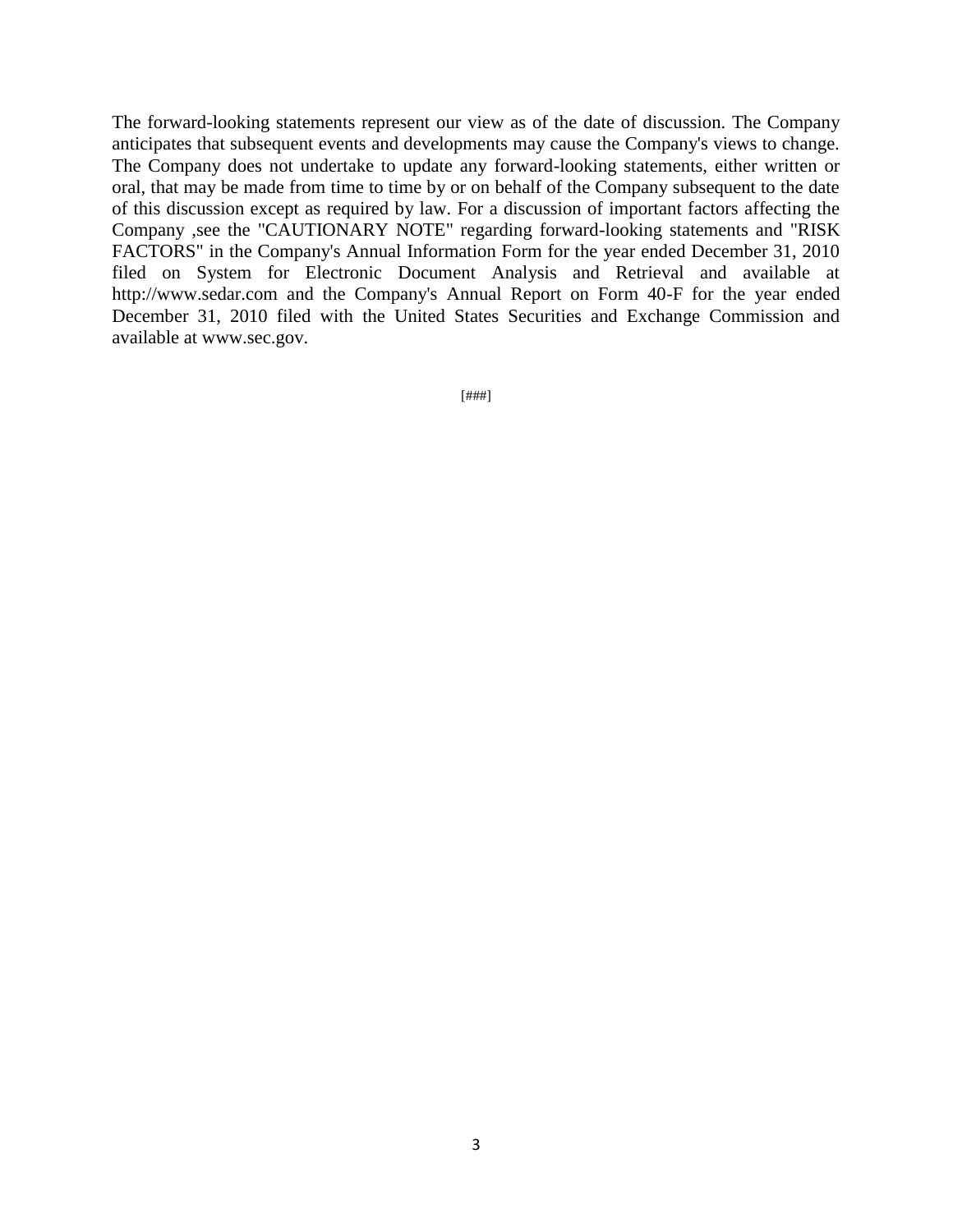The forward-looking statements represent our view as of the date of discussion. The Company anticipates that subsequent events and developments may cause the Company's views to change. The Company does not undertake to update any forward-looking statements, either written or oral, that may be made from time to time by or on behalf of the Company subsequent to the date of this discussion except as required by law. For a discussion of important factors affecting the Company ,see the "CAUTIONARY NOTE" regarding forward-looking statements and "RISK FACTORS" in the Company's Annual Information Form for the year ended December 31, 2010 filed on System for Electronic Document Analysis and Retrieval and available at http://www.sedar.com and the Company's Annual Report on Form 40-F for the year ended December 31, 2010 filed with the United States Securities and Exchange Commission and available at www.sec.gov.

[###]